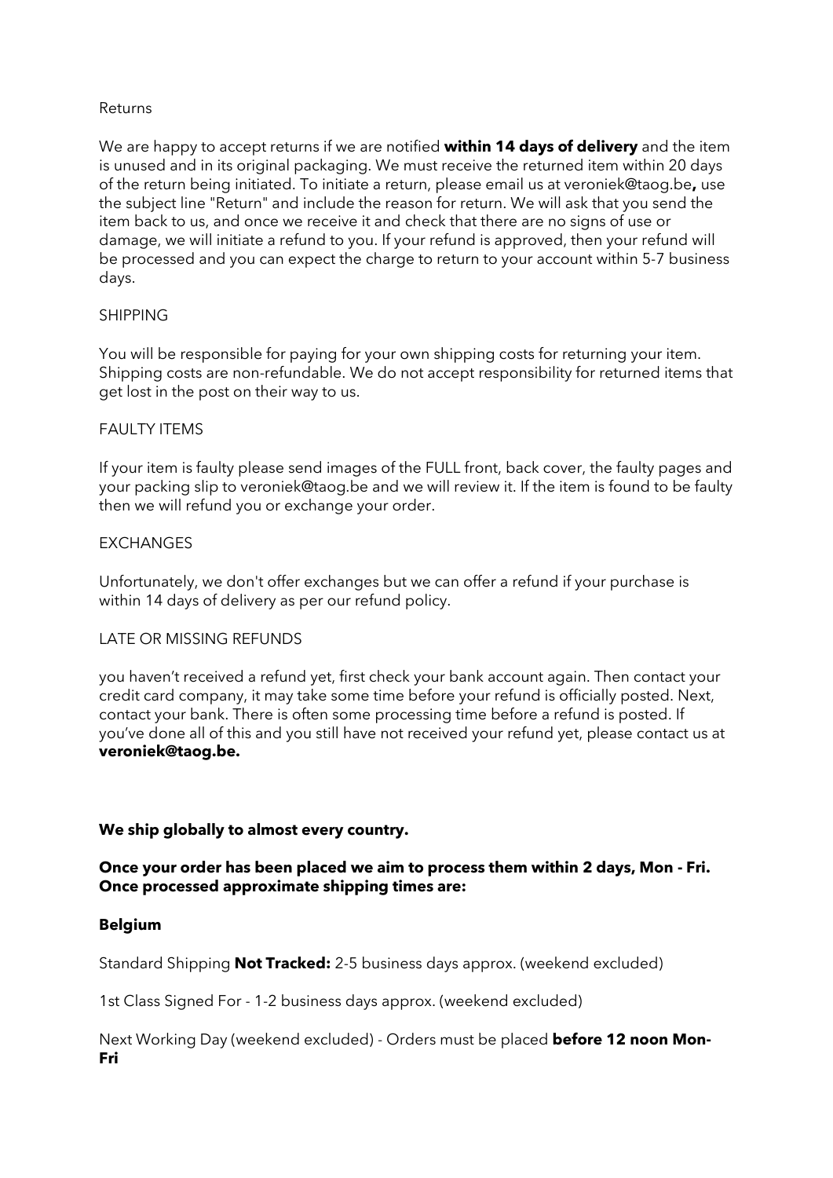Returns

We are happy to accept returns if we are notified **within 14 days of delivery** and the item is unused and in its original packaging. We must receive the returned item within 20 days of the return being initiated. To initiate a return, please email us at veroniek@taog.be**,** use the subject line "Return" and include the reason for return. We will ask that you send the item back to us, and once we receive it and check that there are no signs of use or damage, we will initiate a refund to you. If your refund is approved, then your refund will be processed and you can expect the charge to return to your account within 5-7 business days.

SHIPPING

You will be responsible for paying for your own shipping costs for returning your item. Shipping costs are non-refundable. We do not accept responsibility for returned items that get lost in the post on their way to us.

FAULTY ITEMS

If your item is faulty please send images of the FULL front, back cover, the faulty pages and your packing slip to veroniek@taog.be and we will review it. If the item is found to be faulty then we will refund you or exchange your order.

EXCHANGES

Unfortunately, we don't offer exchanges but we can offer a refund if your purchase is within 14 days of delivery as per our refund policy.

LATE OR MISSING REFUNDS

you haven't received a refund yet, first check your bank account again. Then contact your credit card company, it may take some time before your refund is officially posted. Next, contact your bank. There is often some processing time before a refund is posted. If you've done all of this and you still have not received your refund yet, please contact us at **veroniek@taog.be.**

**We ship globally to almost every country.**

**Once your order has been placed we aim to process them within 2 days, Mon - Fri. Once processed approximate shipping times are:**

**Belgium**

Standard Shipping **Not Tracked:** 2-5 business days approx. (weekend excluded)

1st Class Signed For - 1-2 business days approx. (weekend excluded)

Next Working Day (weekend excluded) - Orders must be placed **before 12 noon Mon-Fri**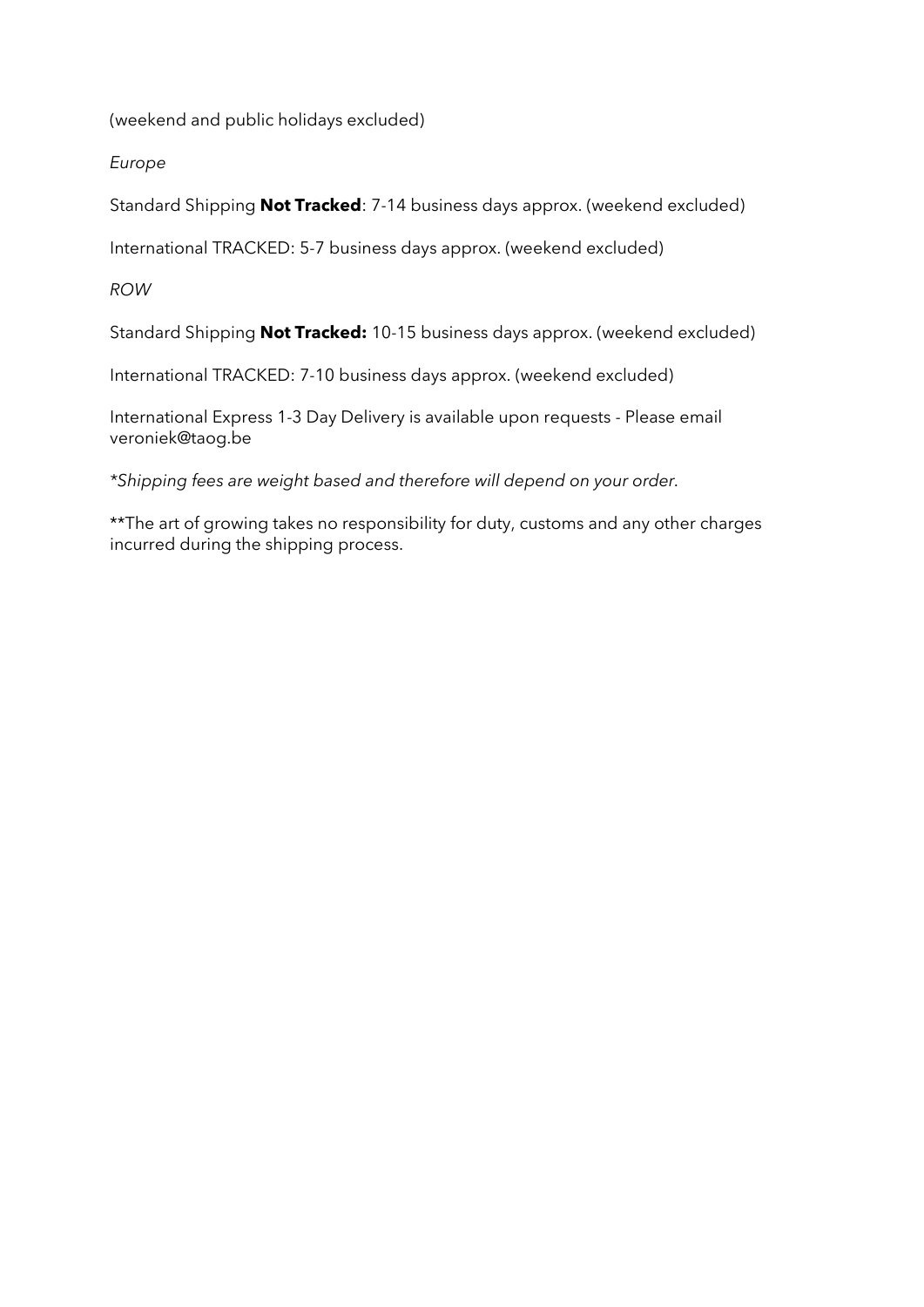(weekend and public holidays excluded)

*Europe*

Standard Shipping **Not Tracked**: 7-14 business days approx. (weekend excluded)

International TRACKED: 5-7 business days approx. (weekend excluded)

*ROW*

Standard Shipping **Not Tracked:** 10-15 business days approx. (weekend excluded)

International TRACKED: 7-10 business days approx. (weekend excluded)

International Express 1-3 Day Delivery is available upon requests - Please email veroniek@taog.be

**Shipping fees are weight based and therefore will depend on your order*.

**The art of growing takes no responsibility for duty, customs and any other charges incurred during the shipping process.